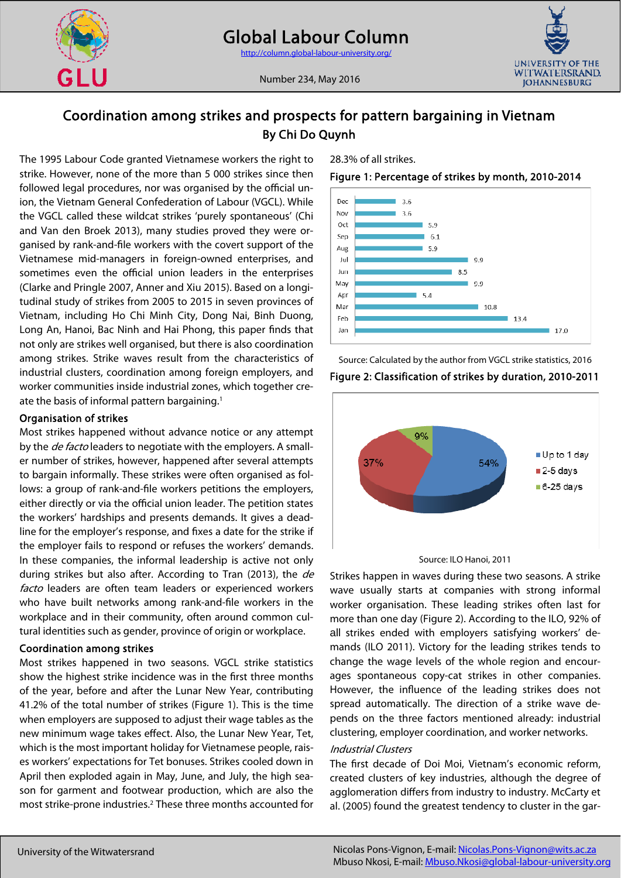# Coordination among strikes and prospects for pattern bargaining in Vietnam

## By Chi Do Quynh

The 1995 Labour Code granted Vietnamese workers the right to strike. However, none of the more than 5 000 strikes since then followed legal procedures, nor was organised by the official union, the Vietnam General Confederation of Labour (VGCL). While the VGCL called these wildcat strikes 'purely spontaneous' (Chi and Van den Broek 2013), many studies proved they were organised by rank-and-file workers with the covert support of the Vietnamese mid-managers in foreign-owned enterprises, and sometimes even the official union leaders in the enterprises (Clarke and Pringle 2007, Anner and Xiu 2015). Based on a longitudinal study of strikes from 2005 to 2015 in seven provinces of Vietnam, including Ho Chi Minh City, Dong Nai, Binh Duong, Long An, Hanoi, Bac Ninh and Hai Phong, this paper finds that not only are strikes well organised, but there is also coordination among strikes. Strike waves result from the characteristics of industrial clusters, coordination among foreign employers, and worker communities inside industrial zones, which together create the basis of informal pattern bargaining.[1]

### Organisation of strikes

Most strikes happened without advance notice or any attempt by the *de facto* leaders to negotiate with the employers. A smaller number of strikes, however, happened after several attempts to bargain informally. These strikes were often organised as follows: a group of rank-and-file workers petitions the employers, either directly or via the official union leader. The petition states the workers' hardships and presents demands. It gives a deadline for the employer's response, and fixes a date for the strike if the employer fails to respond or refuses the workers' demands. In these companies, the informal leadership is active not only during strikes but also after. According to Tran (2013), the *de facto* leaders are often team leaders or experienced workers who have built networks among rank-and-file workers in the workplace and in their community, often around common cultural identities such as gender, province of origin or workplace.

### Coordination among strikes

Most strikes happened in two seasons. VGCL strike statistics show the highest strike incidence was in the first three months of the year, before and after the Lunar New Year, contributing 41.2% of the total number of strikes (Figure 1). This is the time when employers are supposed to adjust their wage tables as the new minimum wage takes effect. Also, the Lunar New Year, Tet, which is the most important holiday for Vietnamese people, raises workers' expectations for Tet bonuses. Strikes cooled down in April then exploded again in May, June, and July, the high season for garment and footwear production, which are also the most strike-prone industries.[2] These three months accounted for 28.3% of all strikes.

**Figure 1: Percentage of strikes by month, 2010-2014**

| Month | % |
|---|---|
| Dec | 3.6 |
| Nov | 3.6 |
| Oct | 5.9 |
| Sep | 6.1 |
| Aug | 5.9 |
| Jul | 9.9 |
| Jun | 8.5 |
| May | 9.9 |
| Apr | 5.4 |
| Mar | 10.8 |
| Feb | 13.4 |
| Jan | 17.0 |

Source: Calculated by the author from VGCL strike statistics, 2016

**Figure 2: Classification of strikes by duration, 2010-2011**

| Duration | % |
|---|---|
| Up to 1 day | 54% |
| 2-5 days | 37% |
| 6-25 days | 9% |

Source: ILO Hanoi, 2011

Strikes happen in waves during these two seasons. A strike wave usually starts at companies with strong informal worker organisation. These leading strikes often last for more than one day (Figure 2). According to the ILO, 92% of all strikes ended with employers satisfying workers' demands (ILO 2011). Victory for the leading strikes tends to change the wage levels of the whole region and encourages spontaneous copy-cat strikes in other companies. However, the influence of the leading strikes does not spread automatically. The direction of a strike wave depends on the three factors mentioned already: industrial clustering, employer coordination, and worker networks.

#### *Industrial Clusters*

The first decade of Doi Moi, Vietnam's economic reform, created clusters of key industries, although the degree of agglomeration differs from industry to industry. McCarty et al. (2005) found the greatest tendency to cluster in the gar-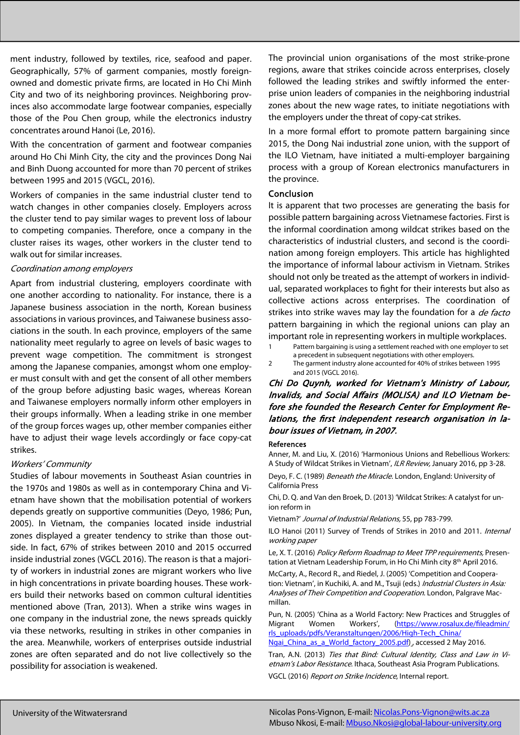ment industry, followed by textiles, rice, seafood and paper. Geographically, 57% of garment companies, mostly foreign-owned and domestic private firms, are located in Ho Chi Minh City and two of its neighboring provinces. Neighboring provinces also accommodate large footwear companies, especially those of the Pou Chen group, while the electronics industry concentrates around Hanoi (Le, 2016).

With the concentration of garment and footwear companies around Ho Chi Minh City, the city and the provinces Dong Nai and Binh Duong accounted for more than 70 percent of strikes between 1995 and 2015 (VGCL, 2016).

Workers of companies in the same industrial cluster tend to watch changes in other companies closely. Employers across the cluster tend to pay similar wages to prevent loss of labour to competing companies. Therefore, once a company in the cluster raises its wages, other workers in the cluster tend to walk out for similar increases.

### *Coordination among employers*

Apart from industrial clustering, employers coordinate with one another according to nationality. For instance, there is a Japanese business association in the north, Korean business associations in various provinces, and Taiwanese business associations in the south. In each province, employers of the same nationality meet regularly to agree on levels of basic wages to prevent wage competition. The commitment is strongest among the Japanese companies, amongst whom one employer must consult with and get the consent of all other members of the group before adjusting basic wages, whereas Korean and Taiwanese employers normally inform other employers in their groups informally. When a leading strike in one member of the group forces wages up, other member companies either have to adjust their wage levels accordingly or face copy-cat strikes.

### *Workers' Community*

Studies of labour movements in Southeast Asian countries in the 1970s and 1980s as well as in contemporary China and Vietnam have shown that the mobilisation potential of workers depends greatly on supportive communities (Deyo, 1986; Pun, 2005). In Vietnam, the companies located inside industrial zones displayed a greater tendency to strike than those outside. In fact, 67% of strikes between 2010 and 2015 occurred inside industrial zones (VGCL 2016). The reason is that a majority of workers in industrial zones are migrant workers who live in high concentrations in private boarding houses. These workers build their networks based on common cultural identities mentioned above (Tran, 2013). When a strike wins wages in one company in the industrial zone, the news spreads quickly via these networks, resulting in strikes in other companies in the area. Meanwhile, workers of enterprises outside industrial zones are often separated and do not live collectively so the possibility for association is weakened.

The provincial union organisations of the most strike-prone regions, aware that strikes coincide across enterprises, closely followed the leading strikes and swiftly informed the enterprise union leaders of companies in the neighboring industrial zones about the new wage rates, to initiate negotiations with the employers under the threat of copy-cat strikes.

In a more formal effort to promote pattern bargaining since 2015, the Dong Nai industrial zone union, with the support of the ILO Vietnam, have initiated a multi-employer bargaining process with a group of Korean electronics manufacturers in the province.

## Conclusion

It is apparent that two processes are generating the basis for possible pattern bargaining across Vietnamese factories. First is the informal coordination among wildcat strikes based on the characteristics of industrial clusters, and second is the coordination among foreign employers. This article has highlighted the importance of informal labour activism in Vietnam. Strikes should not only be treated as the attempt of workers in individual, separated workplaces to fight for their interests but also as collective actions across enterprises. The coordination of strikes into strike waves may lay the foundation for a *de facto* pattern bargaining in which the regional unions can play an important role in representing workers in multiple workplaces.

1 Pattern bargaining is using a settlement reached with one employer to set a precedent in subsequent negotiations with other employers.

2 The garment industry alone accounted for 40% of strikes between 1995 and 2015 (VGCL 2016).

***Chi Do Quynh, worked for Vietnam's Ministry of Labour, Invalids, and Social Affairs (MOLISA) and ILO Vietnam before she founded the Research Center for Employment Relations, the first independent research organisation in labour issues of Vietnam, in 2007.***

### References

Anner, M. and Liu, X. (2016) 'Harmonious Unions and Rebellious Workers: A Study of Wildcat Strikes in Vietnam', *ILR Review,* January 2016, pp 3-28.

Deyo, F. C. (1989) *Beneath the Miracle.* London, England: University of California Press

Chi, D. Q. and Van den Broek, D. (2013) 'Wildcat Strikes: A catalyst for union reform in Vietnam?' *Journal of Industrial Relations,* 55, pp 783-799.

ILO Hanoi (2011) Survey of Trends of Strikes in 2010 and 2011. *Internal working paper*

Le, X. T. (2016) *Policy Reform Roadmap to Meet TPP requirements,* Presentation at Vietnam Leadership Forum, in Ho Chi Minh city 8th April 2016.

McCarty, A., Record R., and Riedel, J. (2005) 'Competition and Cooperation: Vietnam', in Kuchiki, A. and M., Tsuji (eds.) *Industrial Clusters in Asia: Analyses of Their Competition and Cooperation.* London, Palgrave Macmillan.

Pun, N. (2005) 'China as a World Factory: New Practices and Struggles of Migrant Women Workers', (https://www.rosalux.de/fileadmin/rls_uploads/pdfs/Veranstaltungen/2006/High-Tech_China/Ngai_China_as_a_World_factory_2005.pdf), accessed 2 May 2016.

Tran, A.N. (2013) *Ties that Bind: Cultural Identity, Class and Law in Vietnam's Labor Resistance.* Ithaca, Southeast Asia Program Publications.

VGCL (2016) *Report on Strike Incidence*, Internal report.

University of the Witwatersrand

Nicolas Pons-Vignon, E-mail: Nicolas.Pons-Vignon@wits.ac.za
Mbuso Nkosi, E-mail: Mbuso.Nkosi@global-labour-university.org